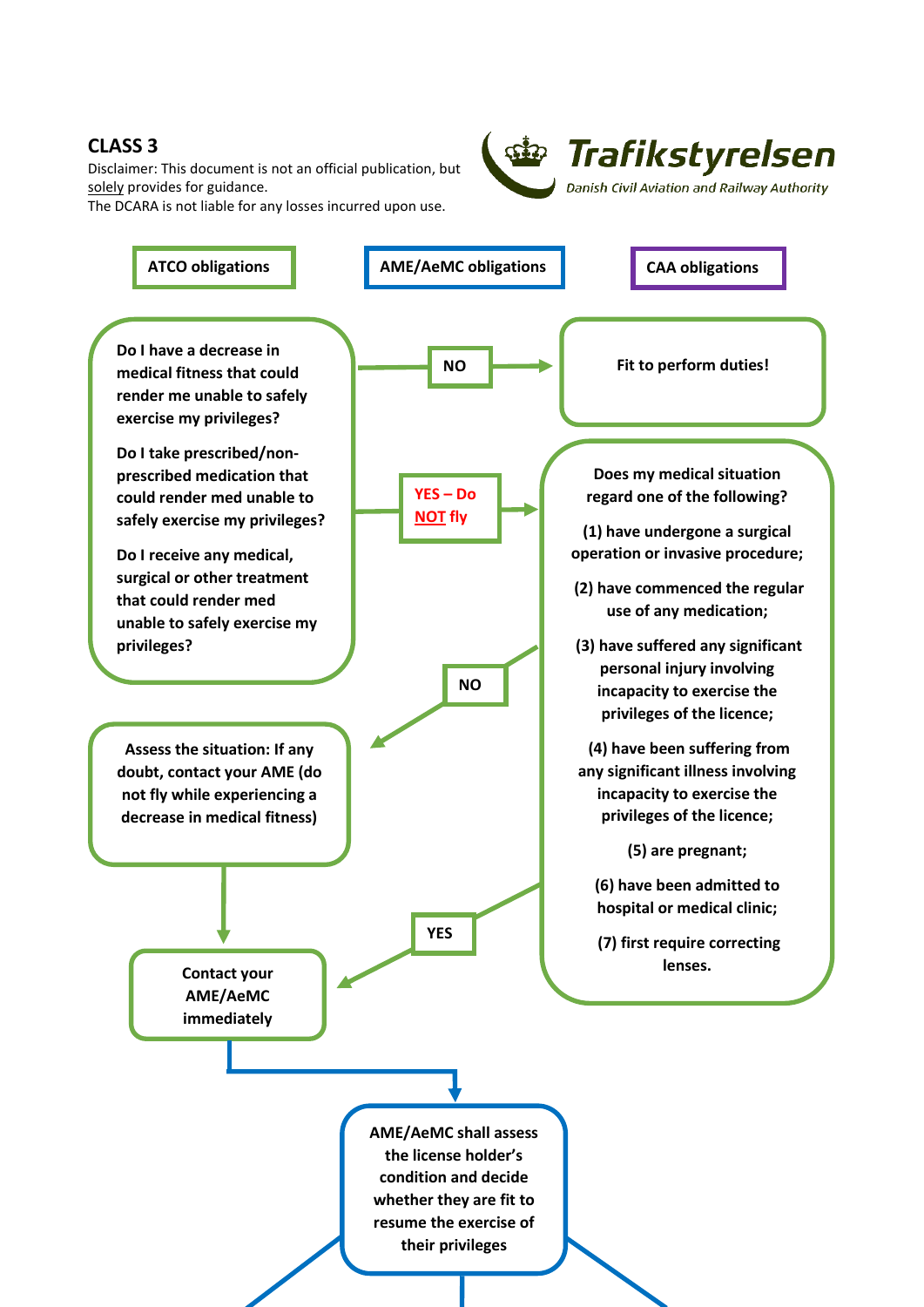## CLASS 3

Disclaimer: This document is not an official publication, but solely provides for guidance.
The DCARA is not liable for any losses incurred upon use.

Trafikstyrelsen
Danish Civil Aviation and Railway Authority

**ATCO obligations**

**AME/AeMC obligations**

**CAA obligations**

**Do I have a decrease in medical fitness that could render me unable to safely exercise my privileges?**

**Do I take prescribed/non-prescribed medication that could render med unable to safely exercise my privileges?**

**Do I receive any medical, surgical or other treatment that could render med unable to safely exercise my privileges?**

**NO** → **Fit to perform duties!**

**YES – Do NOT fly** →

**Does my medical situation regard one of the following?**

**(1) have undergone a surgical operation or invasive procedure;**

**(2) have commenced the regular use of any medication;**

**(3) have suffered any significant personal injury involving incapacity to exercise the privileges of the licence;**

**(4) have been suffering from any significant illness involving incapacity to exercise the privileges of the licence;**

**(5) are pregnant;**

**(6) have been admitted to hospital or medical clinic;**

**(7) first require correcting lenses.**

**NO** → **Assess the situation: If any doubt, contact your AME (do not fly while experiencing a decrease in medical fitness)** → **Contact your AME/AeMC immediately**

**YES** → **Contact your AME/AeMC immediately**

**AME/AeMC shall assess the license holder's condition and decide whether they are fit to resume the exercise of their privileges**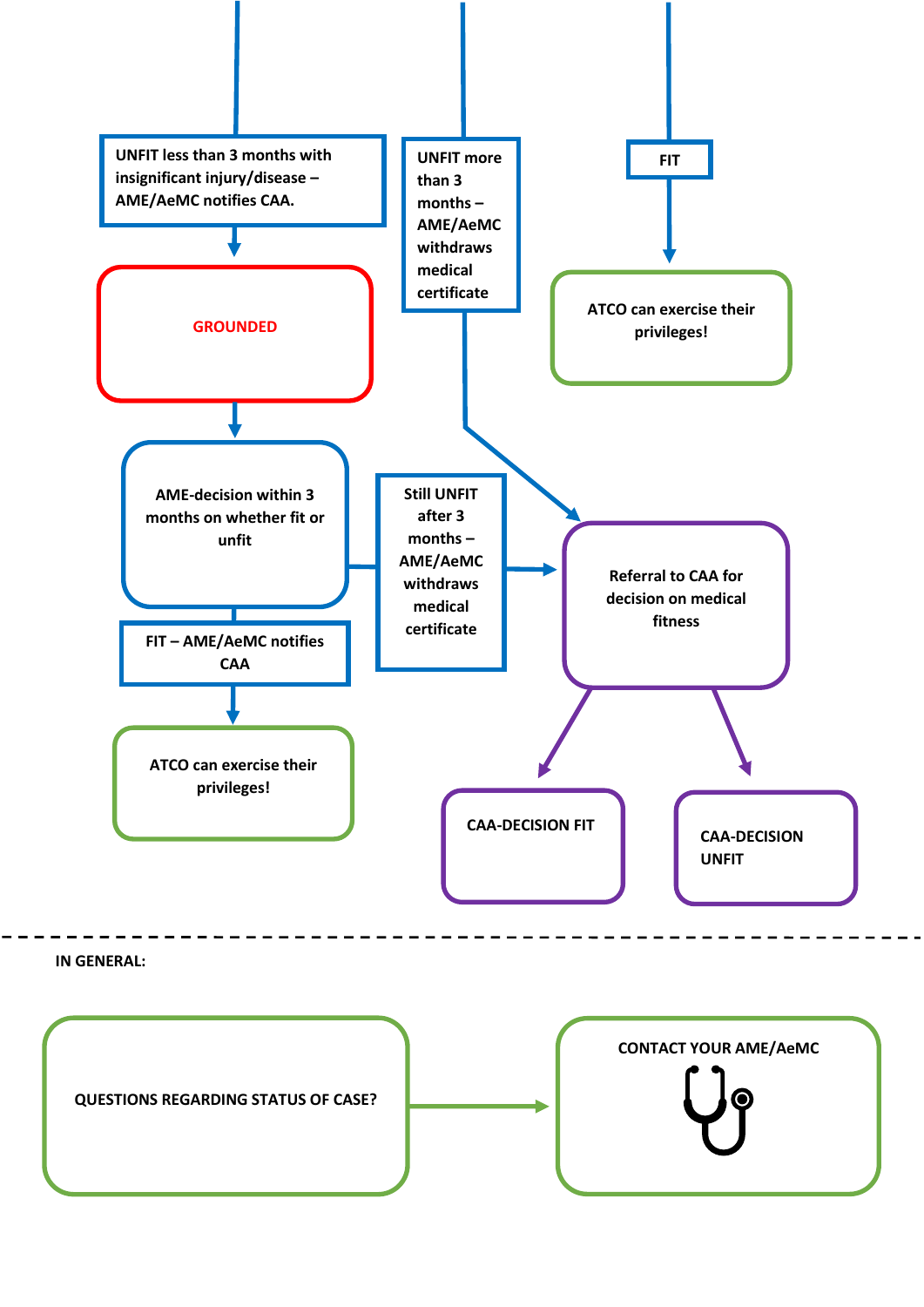UNFIT less than 3 months with insignificant injury/disease – AME/AeMC notifies CAA.

GROUNDED

AME-decision within 3 months on whether fit or unfit

FIT – AME/AeMC notifies CAA

ATCO can exercise their privileges!

Still UNFIT after 3 months – AME/AeMC withdraws medical certificate

UNFIT more than 3 months – AME/AeMC withdraws medical certificate

Referral to CAA for decision on medical fitness

CAA-DECISION FIT

CAA-DECISION UNFIT

FIT

ATCO can exercise their privileges!

---

IN GENERAL:

QUESTIONS REGARDING STATUS OF CASE?

CONTACT YOUR AME/AeMC